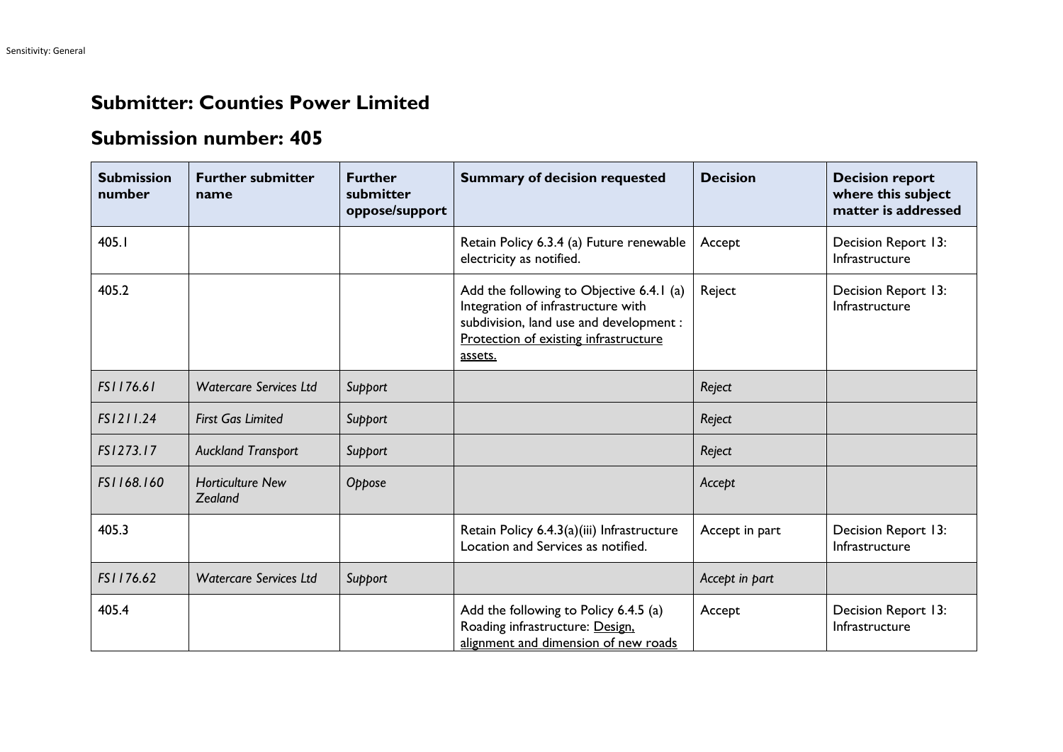# Submitter: Counties Power Limited

# Submission number: 405

| Submission number | Further submitter name | Further submitter oppose/support | Summary of decision requested | Decision | Decision report where this subject matter is addressed |
|---|---|---|---|---|---|
| 405.1 | | | Retain Policy 6.3.4 (a) Future renewable electricity as notified. | Accept | Decision Report 13: Infrastructure |
| 405.2 | | | Add the following to Objective 6.4.1 (a) Integration of infrastructure with subdivision, land use and development : <u>Protection of existing infrastructure assets.</u> | Reject | Decision Report 13: Infrastructure |
| *FS1176.61* | *Watercare Services Ltd* | *Support* | | *Reject* | |
| *FS1211.24* | *First Gas Limited* | *Support* | | *Reject* | |
| *FS1273.17* | *Auckland Transport* | *Support* | | *Reject* | |
| *FS1168.160* | *Horticulture New Zealand* | *Oppose* | | *Accept* | |
| 405.3 | | | Retain Policy 6.4.3(a)(iii) Infrastructure Location and Services as notified. | Accept in part | Decision Report 13: Infrastructure |
| *FS1176.62* | *Watercare Services Ltd* | *Support* | | *Accept in part* | |
| 405.4 | | | Add the following to Policy 6.4.5 (a) Roading infrastructure: <u>Design, alignment and dimension of new roads</u> | Accept | Decision Report 13: Infrastructure |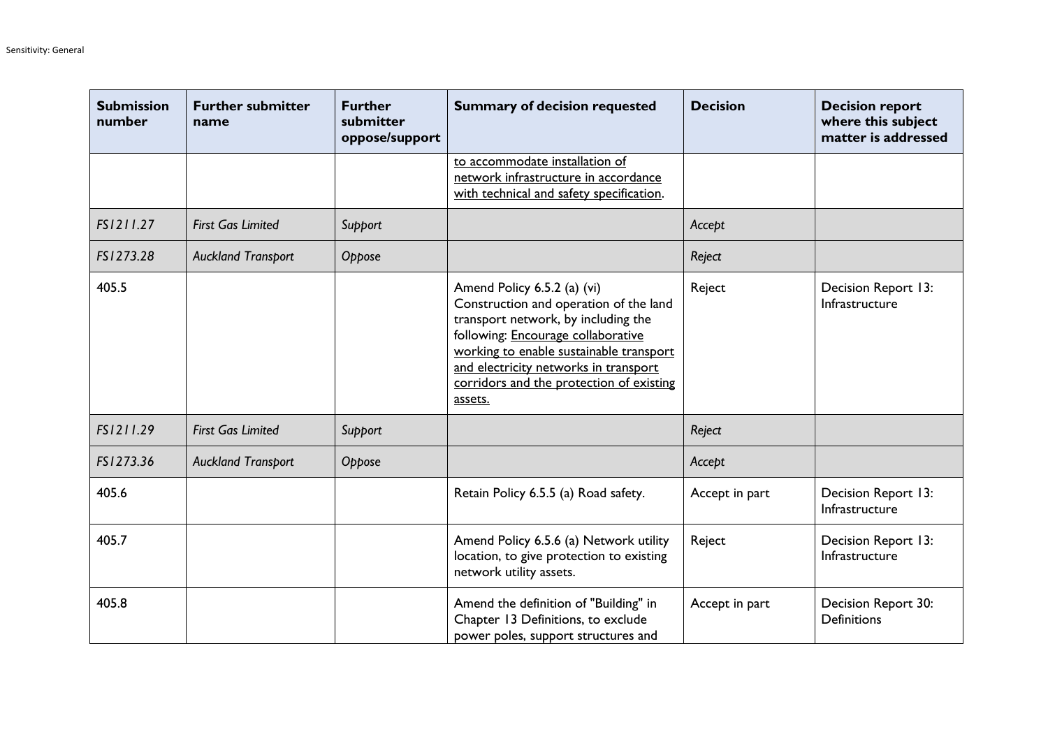| Submission number | Further submitter name | Further submitter oppose/support | Summary of decision requested | Decision | Decision report where this subject matter is addressed |
|---|---|---|---|---|---|
| | | | <u>to accommodate installation of network infrastructure in accordance with technical and safety specification</u>. | | |
| *FS1211.27* | *First Gas Limited* | *Support* | | *Accept* | |
| *FS1273.28* | *Auckland Transport* | *Oppose* | | *Reject* | |
| 405.5 | | | Amend Policy 6.5.2 (a) (vi) Construction and operation of the land transport network, by including the following: <u>Encourage collaborative working to enable sustainable transport and electricity networks in transport corridors and the protection of existing assets.</u> | Reject | Decision Report 13: Infrastructure |
| *FS1211.29* | *First Gas Limited* | *Support* | | *Reject* | |
| *FS1273.36* | *Auckland Transport* | *Oppose* | | *Accept* | |
| 405.6 | | | Retain Policy 6.5.5 (a) Road safety. | Accept in part | Decision Report 13: Infrastructure |
| 405.7 | | | Amend Policy 6.5.6 (a) Network utility location, to give protection to existing network utility assets. | Reject | Decision Report 13: Infrastructure |
| 405.8 | | | Amend the definition of "Building" in Chapter 13 Definitions, to exclude power poles, support structures and | Accept in part | Decision Report 30: Definitions |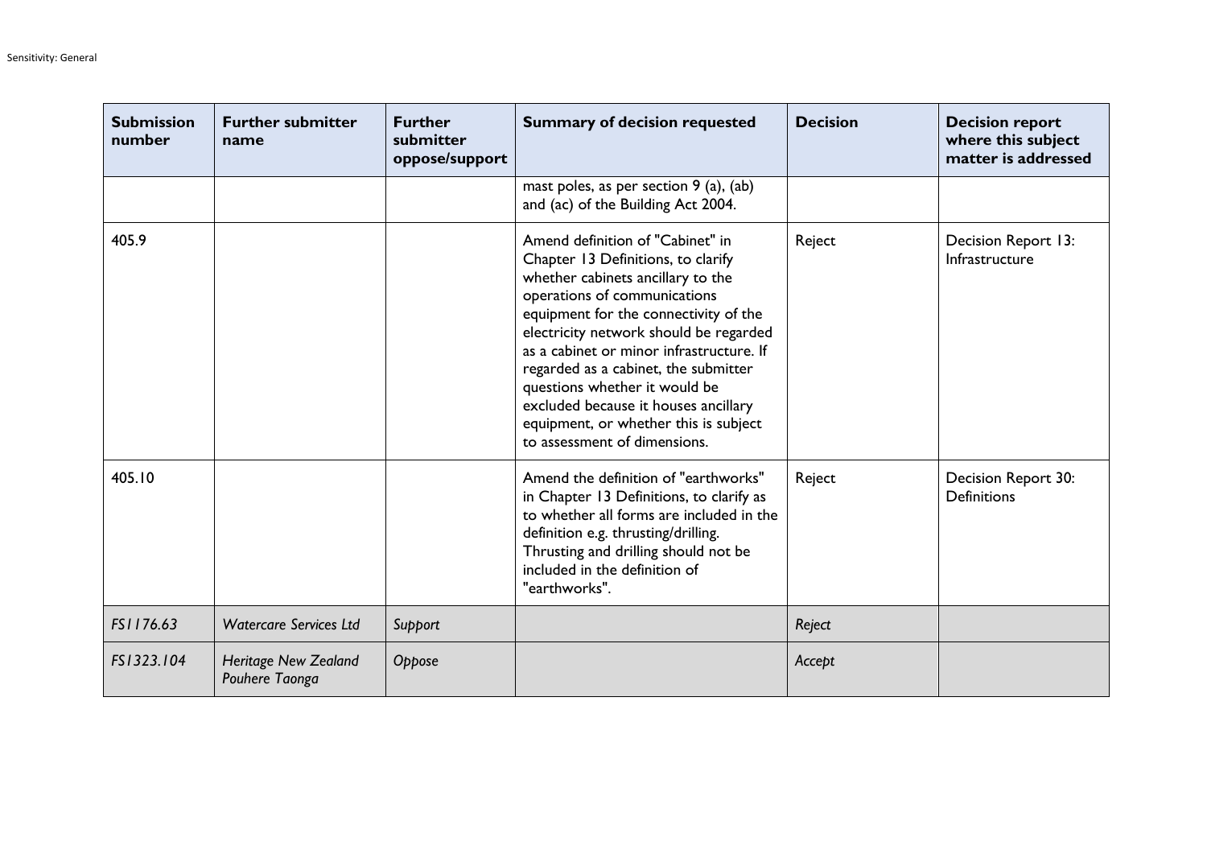| Submission number | Further submitter name | Further submitter oppose/support | Summary of decision requested | Decision | Decision report where this subject matter is addressed |
|---|---|---|---|---|---|
| | | | mast poles, as per section 9 (a), (ab) and (ac) of the Building Act 2004. | | |
| 405.9 | | | Amend definition of "Cabinet" in Chapter 13 Definitions, to clarify whether cabinets ancillary to the operations of communications equipment for the connectivity of the electricity network should be regarded as a cabinet or minor infrastructure. If regarded as a cabinet, the submitter questions whether it would be excluded because it houses ancillary equipment, or whether this is subject to assessment of dimensions. | Reject | Decision Report 13: Infrastructure |
| 405.10 | | | Amend the definition of "earthworks" in Chapter 13 Definitions, to clarify as to whether all forms are included in the definition e.g. thrusting/drilling. Thrusting and drilling should not be included in the definition of "earthworks". | Reject | Decision Report 30: Definitions |
| *FS1176.63* | *Watercare Services Ltd* | *Support* | | *Reject* | |
| *FS1323.104* | *Heritage New Zealand Pouhere Taonga* | *Oppose* | | *Accept* | |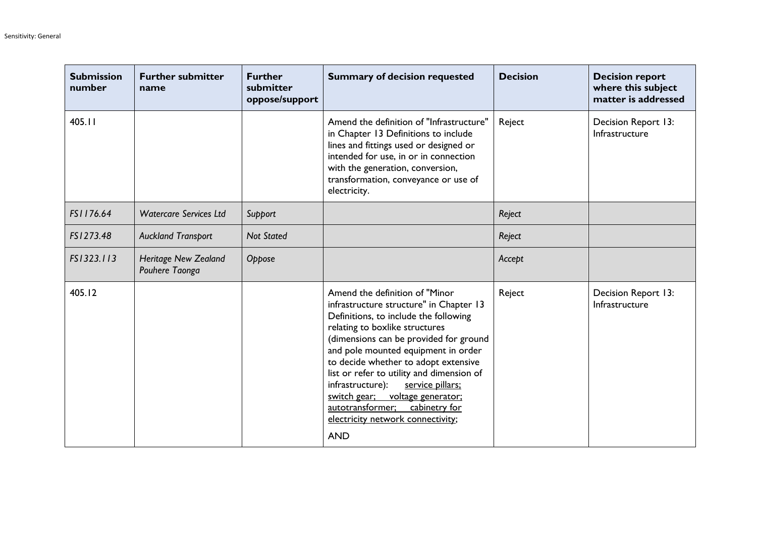| Submission number | Further submitter name | Further submitter oppose/support | Summary of decision requested | Decision | Decision report where this subject matter is addressed |
|---|---|---|---|---|---|
| 405.11 | | | Amend the definition of "Infrastructure" in Chapter 13 Definitions to include lines and fittings used or designed or intended for use, in or in connection with the generation, conversion, transformation, conveyance or use of electricity. | Reject | Decision Report 13: Infrastructure |
| *FS1176.64* | *Watercare Services Ltd* | *Support* | | *Reject* | |
| *FS1273.48* | *Auckland Transport* | *Not Stated* | | *Reject* | |
| *FS1323.113* | *Heritage New Zealand Pouhere Taonga* | *Oppose* | | *Accept* | |
| 405.12 | | | Amend the definition of "Minor infrastructure structure" in Chapter 13 Definitions, to include the following relating to boxlike structures (dimensions can be provided for ground and pole mounted equipment in order to decide whether to adopt extensive list or refer to utility and dimension of infrastructure): <u>service pillars; switch gear; voltage generator; autotransformer; cabinetry for electricity network connectivity</u>; <br><br>AND | Reject | Decision Report 13: Infrastructure |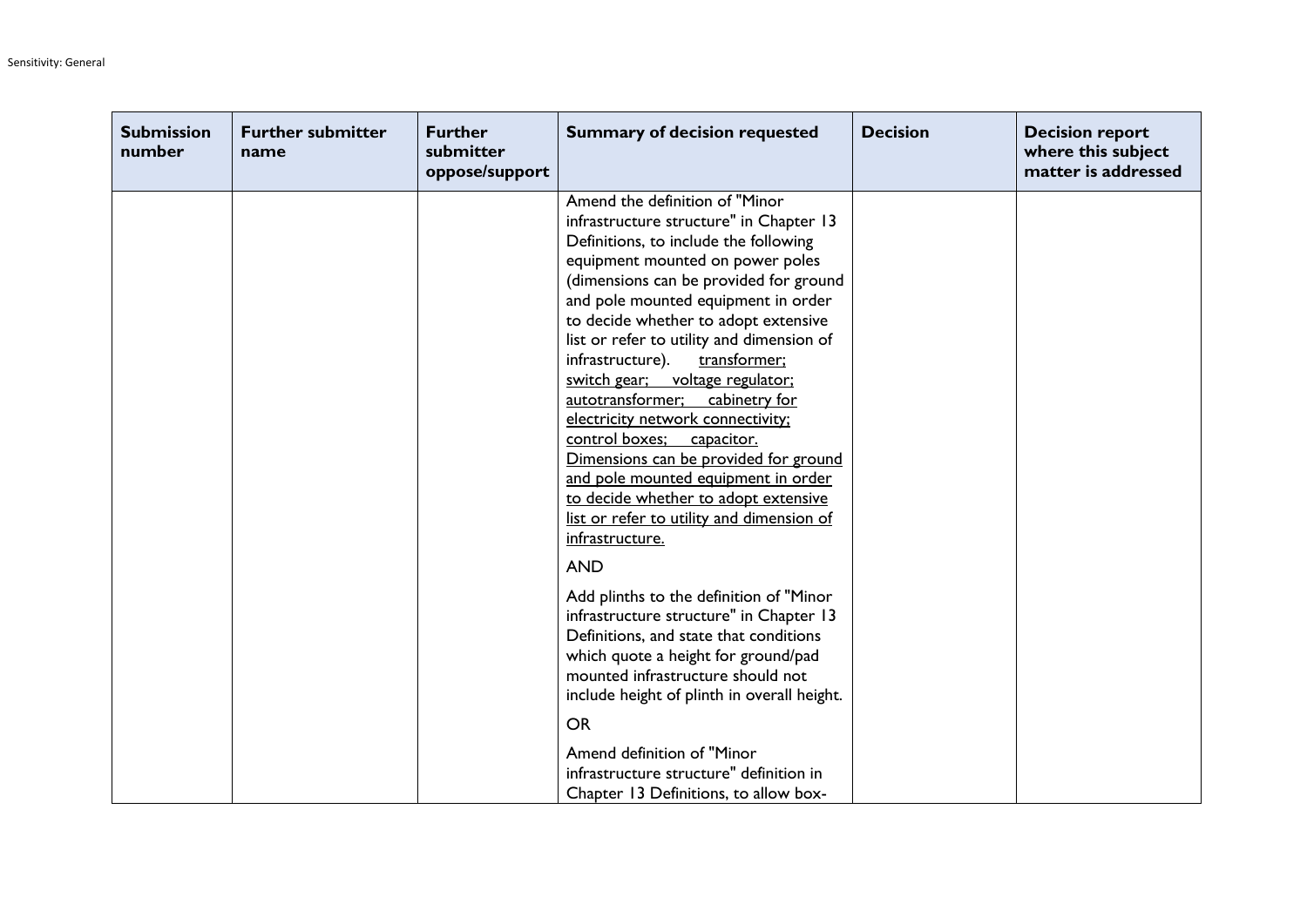| Submission number | Further submitter name | Further submitter oppose/support | Summary of decision requested | Decision | Decision report where this subject matter is addressed |
|---|---|---|---|---|---|
| | | | Amend the definition of "Minor infrastructure structure" in Chapter 13 Definitions, to include the following equipment mounted on power poles (dimensions can be provided for ground and pole mounted equipment in order to decide whether to adopt extensive list or refer to utility and dimension of infrastructure). transformer; switch gear; voltage regulator; autotransformer; cabinetry for electricity network connectivity; control boxes; capacitor. Dimensions can be provided for ground and pole mounted equipment in order to decide whether to adopt extensive list or refer to utility and dimension of infrastructure.<br><br>AND<br><br>Add plinths to the definition of "Minor infrastructure structure" in Chapter 13 Definitions, and state that conditions which quote a height for ground/pad mounted infrastructure should not include height of plinth in overall height.<br><br>OR<br><br>Amend definition of "Minor infrastructure structure" definition in Chapter 13 Definitions, to allow box- | | |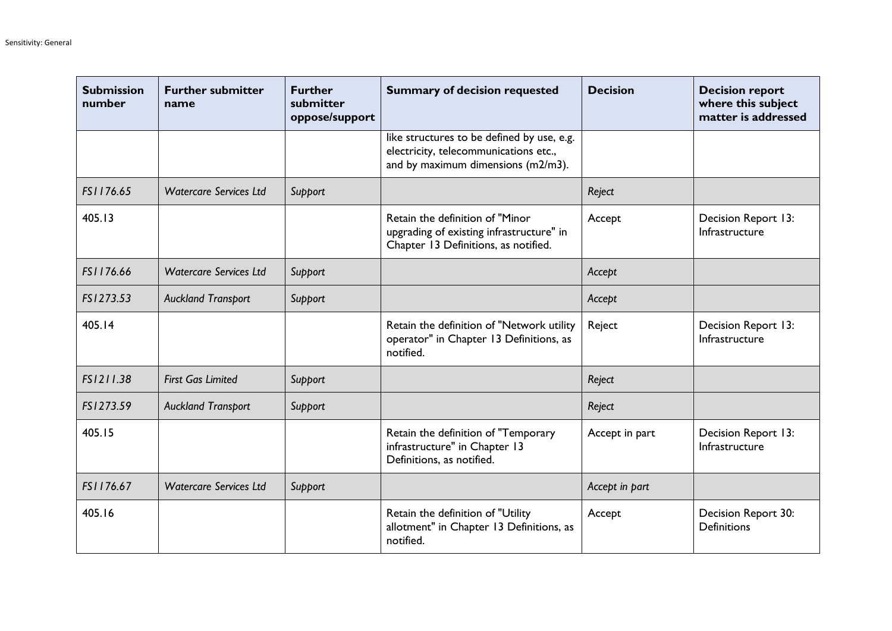| Submission number | Further submitter name | Further submitter oppose/support | Summary of decision requested | Decision | Decision report where this subject matter is addressed |
|---|---|---|---|---|---|
| | | | like structures to be defined by use, e.g. electricity, telecommunications etc., and by maximum dimensions (m2/m3). | | |
| *FS1176.65* | *Watercare Services Ltd* | *Support* | | *Reject* | |
| 405.13 | | | Retain the definition of "Minor upgrading of existing infrastructure" in Chapter 13 Definitions, as notified. | Accept | Decision Report 13: Infrastructure |
| *FS1176.66* | *Watercare Services Ltd* | *Support* | | *Accept* | |
| *FS1273.53* | *Auckland Transport* | *Support* | | *Accept* | |
| 405.14 | | | Retain the definition of "Network utility operator" in Chapter 13 Definitions, as notified. | Reject | Decision Report 13: Infrastructure |
| *FS1211.38* | *First Gas Limited* | *Support* | | *Reject* | |
| *FS1273.59* | *Auckland Transport* | *Support* | | *Reject* | |
| 405.15 | | | Retain the definition of "Temporary infrastructure" in Chapter 13 Definitions, as notified. | Accept in part | Decision Report 13: Infrastructure |
| *FS1176.67* | *Watercare Services Ltd* | *Support* | | *Accept in part* | |
| 405.16 | | | Retain the definition of "Utility allotment" in Chapter 13 Definitions, as notified. | Accept | Decision Report 30: Definitions |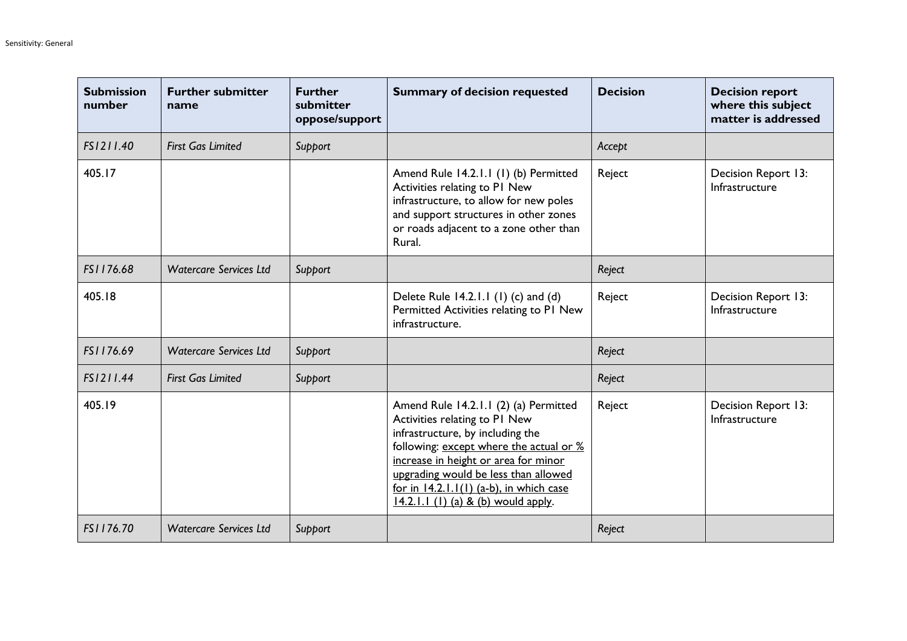| Submission number | Further submitter name | Further submitter oppose/support | Summary of decision requested | Decision | Decision report where this subject matter is addressed |
|---|---|---|---|---|---|
| *FS1211.40* | *First Gas Limited* | *Support* | | *Accept* | |
| 405.17 | | | Amend Rule 14.2.1.1 (1) (b) Permitted Activities relating to P1 New infrastructure, to allow for new poles and support structures in other zones or roads adjacent to a zone other than Rural. | Reject | Decision Report 13: Infrastructure |
| *FS1176.68* | *Watercare Services Ltd* | *Support* | | *Reject* | |
| 405.18 | | | Delete Rule 14.2.1.1 (1) (c) and (d) Permitted Activities relating to P1 New infrastructure. | Reject | Decision Report 13: Infrastructure |
| *FS1176.69* | *Watercare Services Ltd* | *Support* | | *Reject* | |
| *FS1211.44* | *First Gas Limited* | *Support* | | *Reject* | |
| 405.19 | | | Amend Rule 14.2.1.1 (2) (a) Permitted Activities relating to P1 New infrastructure, by including the following: <u>except where the actual or % increase in height or area for minor upgrading would be less than allowed for in 14.2.1.1(1) (a-b), in which case 14.2.1.1 (1) (a) & (b) would apply</u>. | Reject | Decision Report 13: Infrastructure |
| *FS1176.70* | *Watercare Services Ltd* | *Support* | | *Reject* | |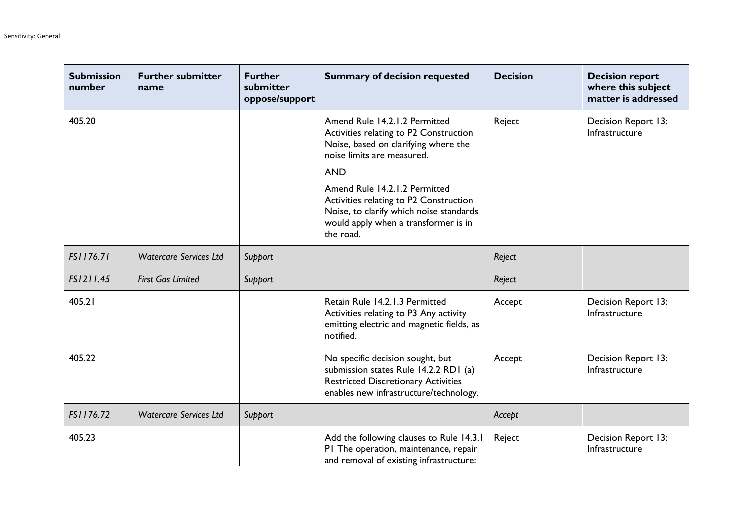| Submission number | Further submitter name | Further submitter oppose/support | Summary of decision requested | Decision | Decision report where this subject matter is addressed |
|---|---|---|---|---|---|
| 405.20 | | | Amend Rule 14.2.1.2 Permitted Activities relating to P2 Construction Noise, based on clarifying where the noise limits are measured.<br><br>AND<br><br>Amend Rule 14.2.1.2 Permitted Activities relating to P2 Construction Noise, to clarify which noise standards would apply when a transformer is in the road. | Reject | Decision Report 13: Infrastructure |
| *FS1176.71* | *Watercare Services Ltd* | *Support* | | *Reject* | |
| *FS1211.45* | *First Gas Limited* | *Support* | | *Reject* | |
| 405.21 | | | Retain Rule 14.2.1.3 Permitted Activities relating to P3 Any activity emitting electric and magnetic fields, as notified. | Accept | Decision Report 13: Infrastructure |
| 405.22 | | | No specific decision sought, but submission states Rule 14.2.2 RD1 (a) Restricted Discretionary Activities enables new infrastructure/technology. | Accept | Decision Report 13: Infrastructure |
| *FS1176.72* | *Watercare Services Ltd* | *Support* | | *Accept* | |
| 405.23 | | | Add the following clauses to Rule 14.3.1 P1 The operation, maintenance, repair and removal of existing infrastructure: | Reject | Decision Report 13: Infrastructure |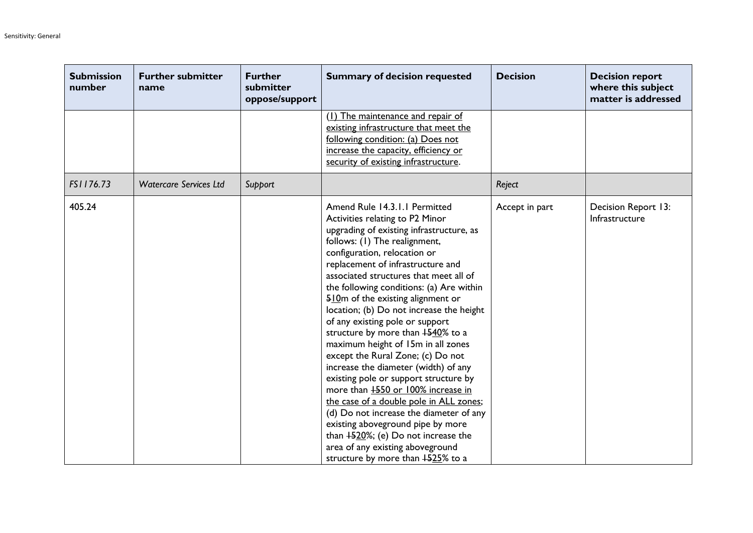| Submission number | Further submitter name | Further submitter oppose/support | Summary of decision requested | Decision | Decision report where this subject matter is addressed |
|---|---|---|---|---|---|
| | | | <u>(1) The maintenance and repair of existing infrastructure that meet the following condition: (a) Does not increase the capacity, efficiency or security of existing infrastructure</u>. | | |
| *FS1176.73* | *Watercare Services Ltd* | *Support* | | *Reject* | |
| 405.24 | | | Amend Rule 14.3.1.1 Permitted Activities relating to P2 Minor upgrading of existing infrastructure, as follows: (1) The realignment, configuration, relocation or replacement of infrastructure and associated structures that meet all of the following conditions: (a) Are within ~~5~~<u>10</u>m of the existing alignment or location; (b) Do not increase the height of any existing pole or support structure by more than ~~15~~<u>40</u>% to a maximum height of 15m in all zones except the Rural Zone; (c) Do not increase the diameter (width) of any existing pole or support structure by more than ~~15~~<u>50 or 100% increase in the case of a double pole in ALL zones</u>; (d) Do not increase the diameter of any existing aboveground pipe by more than ~~15~~<u>20</u>%; (e) Do not increase the area of any existing aboveground structure by more than ~~15~~<u>25</u>% to a | Accept in part | Decision Report 13: Infrastructure |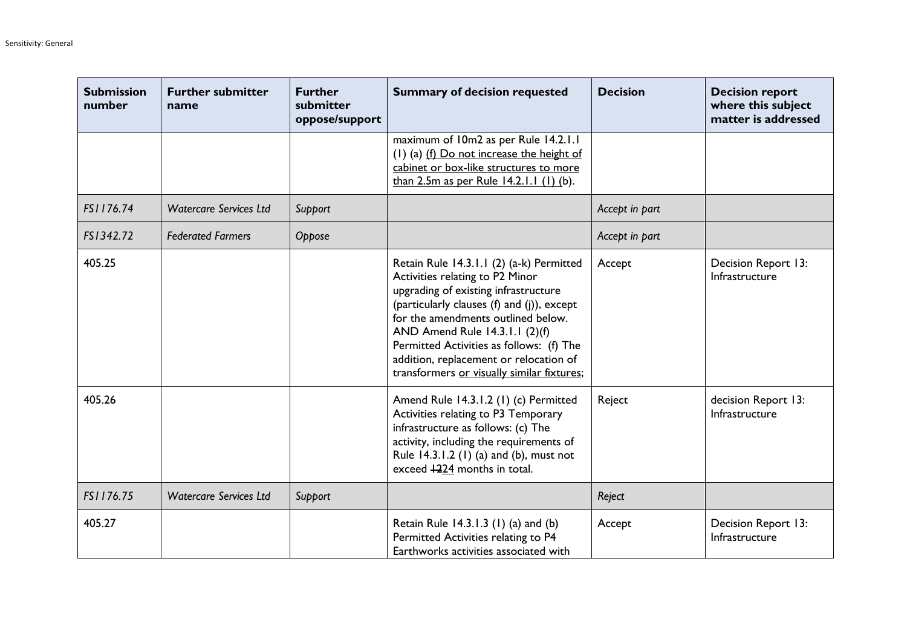| Submission number | Further submitter name | Further submitter oppose/support | Summary of decision requested | Decision | Decision report where this subject matter is addressed |
|---|---|---|---|---|---|
| | | | maximum of 10m2 as per Rule 14.2.1.1 (1) (a) <u>(f) Do not increase the height of cabinet or box-like structures to more than 2.5m as per Rule 14.2.1.1 (1) (</u>b). | | |
| *FS1176.74* | *Watercare Services Ltd* | *Support* | | *Accept in part* | |
| *FS1342.72* | *Federated Farmers* | *Oppose* | | *Accept in part* | |
| 405.25 | | | Retain Rule 14.3.1.1 (2) (a-k) Permitted Activities relating to P2 Minor upgrading of existing infrastructure (particularly clauses (f) and (j)), except for the amendments outlined below. AND Amend Rule 14.3.1.1 (2)(f) Permitted Activities as follows: (f) The addition, replacement or relocation of transformers <u>or visually similar fixtures</u>; | Accept | Decision Report 13: Infrastructure |
| 405.26 | | | Amend Rule 14.3.1.2 (1) (c) Permitted Activities relating to P3 Temporary infrastructure as follows: (c) The activity, including the requirements of Rule 14.3.1.2 (1) (a) and (b), must not exceed ~~12~~<u>24</u> months in total. | Reject | decision Report 13: Infrastructure |
| *FS1176.75* | *Watercare Services Ltd* | *Support* | | *Reject* | |
| 405.27 | | | Retain Rule 14.3.1.3 (1) (a) and (b) Permitted Activities relating to P4 Earthworks activities associated with | Accept | Decision Report 13: Infrastructure |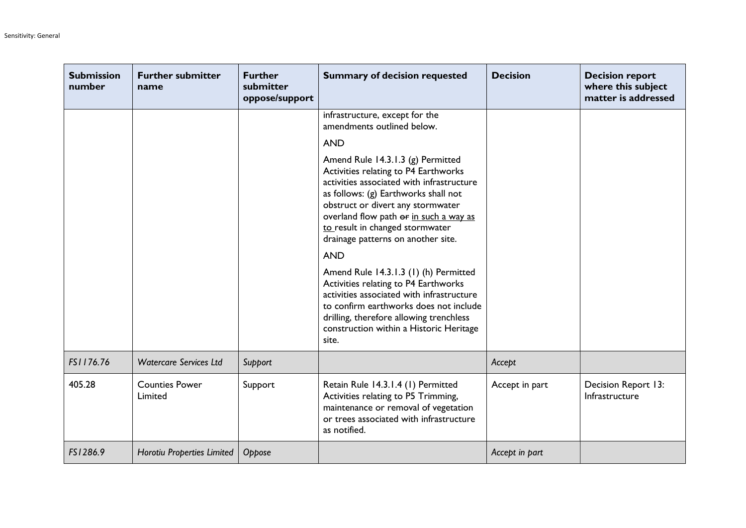| Submission number | Further submitter name | Further submitter oppose/support | Summary of decision requested | Decision | Decision report where this subject matter is addressed |
| --- | --- | --- | --- | --- | --- |
| | | | infrastructure, except for the amendments outlined below.<br><br>AND<br><br>Amend Rule 14.3.1.3 (g) Permitted Activities relating to P4 Earthworks activities associated with infrastructure as follows: (g) Earthworks shall not obstruct or divert any stormwater overland flow path ~~or~~ <u>in such a way as to</u> result in changed stormwater drainage patterns on another site.<br><br>AND<br><br>Amend Rule 14.3.1.3 (1) (h) Permitted Activities relating to P4 Earthworks activities associated with infrastructure to confirm earthworks does not include drilling, therefore allowing trenchless construction within a Historic Heritage site. | | |
| *FS1176.76* | *Watercare Services Ltd* | *Support* | | *Accept* | |
| 405.28 | Counties Power Limited | Support | Retain Rule 14.3.1.4 (1) Permitted Activities relating to P5 Trimming, maintenance or removal of vegetation or trees associated with infrastructure as notified. | Accept in part | Decision Report 13: Infrastructure |
| *FS1286.9* | *Horotiu Properties Limited* | *Oppose* | | *Accept in part* | |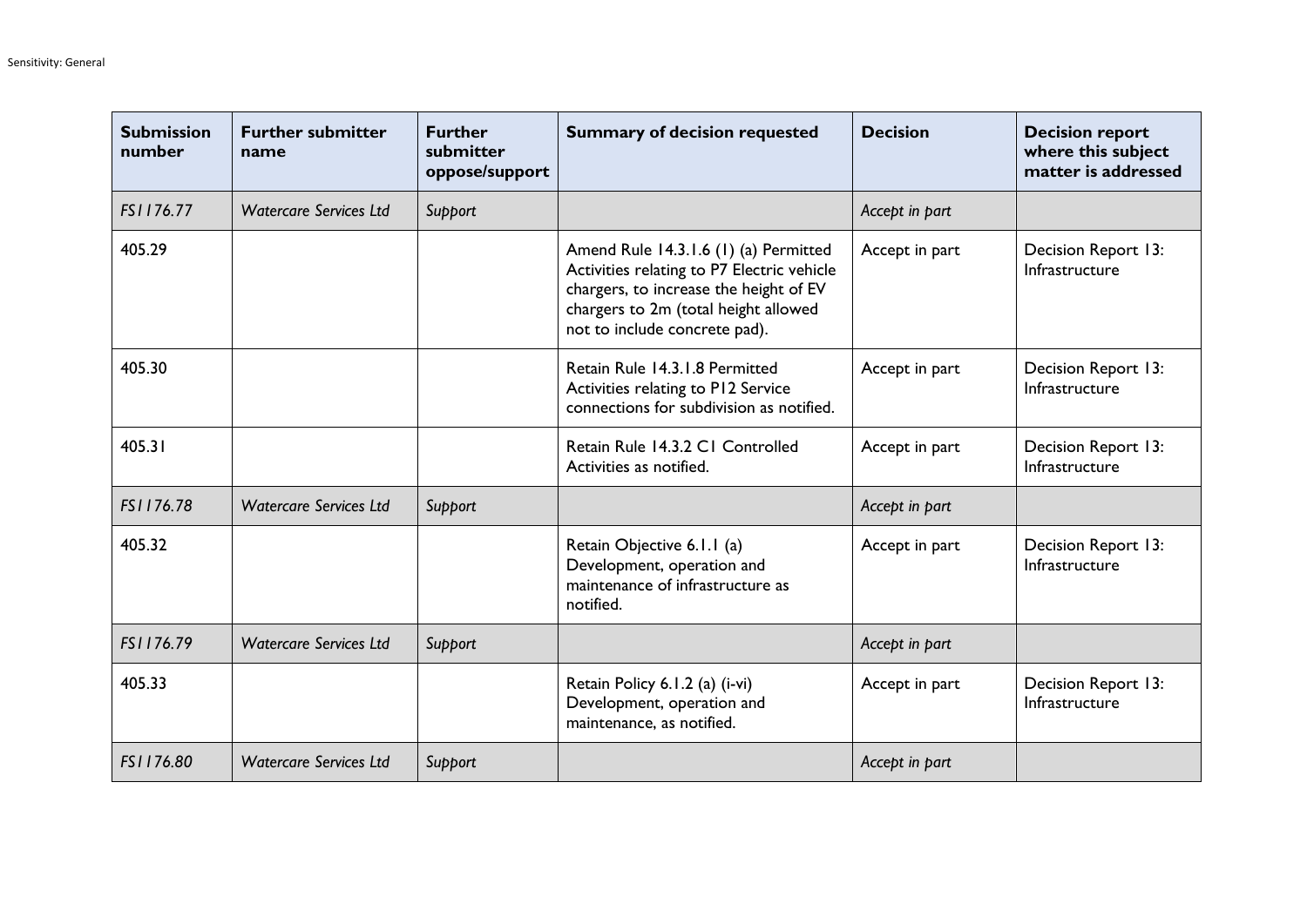| Submission number | Further submitter name | Further submitter oppose/support | Summary of decision requested | Decision | Decision report where this subject matter is addressed |
|---|---|---|---|---|---|
| *FS1176.77* | *Watercare Services Ltd* | *Support* | | *Accept in part* | |
| 405.29 | | | Amend Rule 14.3.1.6 (1) (a) Permitted Activities relating to P7 Electric vehicle chargers, to increase the height of EV chargers to 2m (total height allowed not to include concrete pad). | Accept in part | Decision Report 13: Infrastructure |
| 405.30 | | | Retain Rule 14.3.1.8 Permitted Activities relating to P12 Service connections for subdivision as notified. | Accept in part | Decision Report 13: Infrastructure |
| 405.31 | | | Retain Rule 14.3.2 C1 Controlled Activities as notified. | Accept in part | Decision Report 13: Infrastructure |
| *FS1176.78* | *Watercare Services Ltd* | *Support* | | *Accept in part* | |
| 405.32 | | | Retain Objective 6.1.1 (a) Development, operation and maintenance of infrastructure as notified. | Accept in part | Decision Report 13: Infrastructure |
| *FS1176.79* | *Watercare Services Ltd* | *Support* | | *Accept in part* | |
| 405.33 | | | Retain Policy 6.1.2 (a) (i-vi) Development, operation and maintenance, as notified. | Accept in part | Decision Report 13: Infrastructure |
| *FS1176.80* | *Watercare Services Ltd* | *Support* | | *Accept in part* | |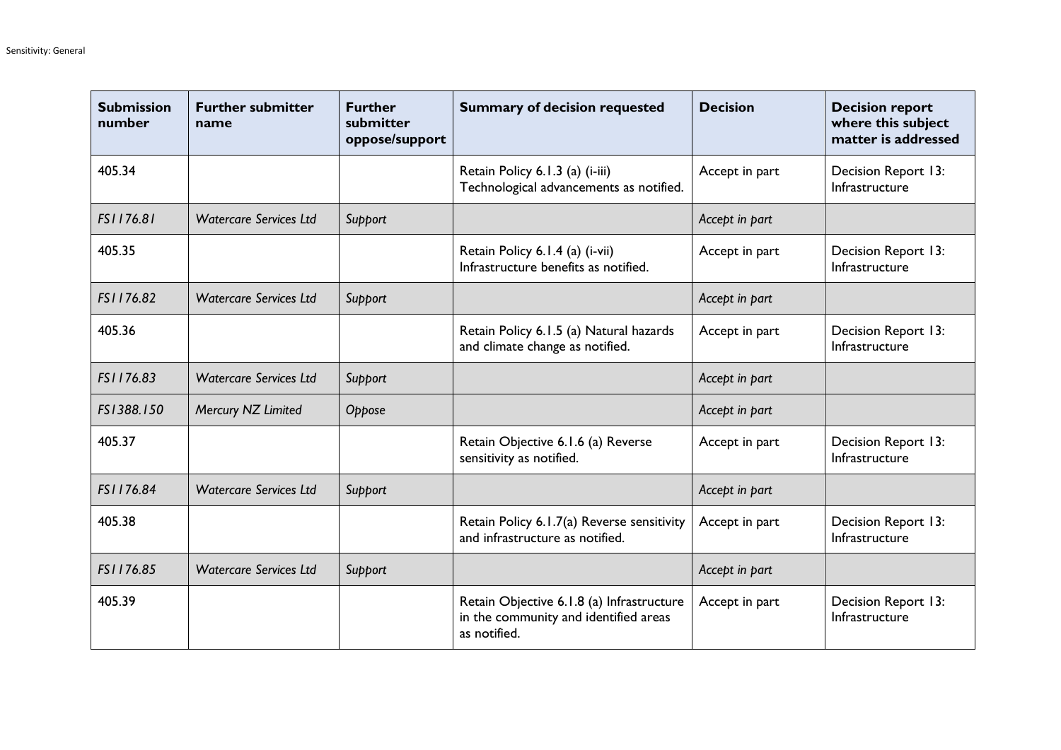| Submission number | Further submitter name | Further submitter oppose/support | Summary of decision requested | Decision | Decision report where this subject matter is addressed |
|---|---|---|---|---|---|
| 405.34 | | | Retain Policy 6.1.3 (a) (i-iii) Technological advancements as notified. | Accept in part | Decision Report 13: Infrastructure |
| *FS1176.81* | *Watercare Services Ltd* | *Support* | | *Accept in part* | |
| 405.35 | | | Retain Policy 6.1.4 (a) (i-vii) Infrastructure benefits as notified. | Accept in part | Decision Report 13: Infrastructure |
| *FS1176.82* | *Watercare Services Ltd* | *Support* | | *Accept in part* | |
| 405.36 | | | Retain Policy 6.1.5 (a) Natural hazards and climate change as notified. | Accept in part | Decision Report 13: Infrastructure |
| *FS1176.83* | *Watercare Services Ltd* | *Support* | | *Accept in part* | |
| *FS1388.150* | *Mercury NZ Limited* | *Oppose* | | *Accept in part* | |
| 405.37 | | | Retain Objective 6.1.6 (a) Reverse sensitivity as notified. | Accept in part | Decision Report 13: Infrastructure |
| *FS1176.84* | *Watercare Services Ltd* | *Support* | | *Accept in part* | |
| 405.38 | | | Retain Policy 6.1.7(a) Reverse sensitivity and infrastructure as notified. | Accept in part | Decision Report 13: Infrastructure |
| *FS1176.85* | *Watercare Services Ltd* | *Support* | | *Accept in part* | |
| 405.39 | | | Retain Objective 6.1.8 (a) Infrastructure in the community and identified areas as notified. | Accept in part | Decision Report 13: Infrastructure |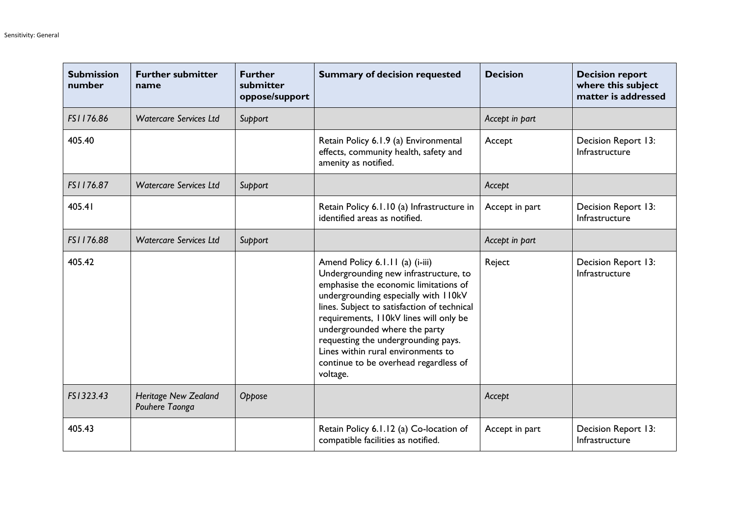| Submission number | Further submitter name | Further submitter oppose/support | Summary of decision requested | Decision | Decision report where this subject matter is addressed |
|---|---|---|---|---|---|
| *FS1176.86* | *Watercare Services Ltd* | *Support* | | *Accept in part* | |
| 405.40 | | | Retain Policy 6.1.9 (a) Environmental effects, community health, safety and amenity as notified. | Accept | Decision Report 13: Infrastructure |
| *FS1176.87* | *Watercare Services Ltd* | *Support* | | *Accept* | |
| 405.41 | | | Retain Policy 6.1.10 (a) Infrastructure in identified areas as notified. | Accept in part | Decision Report 13: Infrastructure |
| *FS1176.88* | *Watercare Services Ltd* | *Support* | | *Accept in part* | |
| 405.42 | | | Amend Policy 6.1.11 (a) (i-iii) Undergrounding new infrastructure, to emphasise the economic limitations of undergrounding especially with 110kV lines. Subject to satisfaction of technical requirements, 110kV lines will only be undergrounded where the party requesting the undergrounding pays. Lines within rural environments to continue to be overhead regardless of voltage. | Reject | Decision Report 13: Infrastructure |
| *FS1323.43* | *Heritage New Zealand Pouhere Taonga* | *Oppose* | | *Accept* | |
| 405.43 | | | Retain Policy 6.1.12 (a) Co-location of compatible facilities as notified. | Accept in part | Decision Report 13: Infrastructure |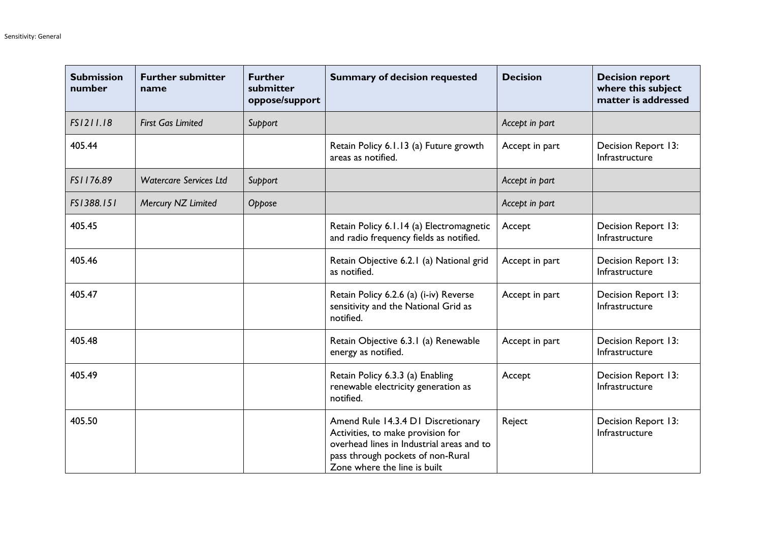| Submission number | Further submitter name | Further submitter oppose/support | Summary of decision requested | Decision | Decision report where this subject matter is addressed |
|---|---|---|---|---|---|
| *FS1211.18* | *First Gas Limited* | *Support* | | *Accept in part* | |
| 405.44 | | | Retain Policy 6.1.13 (a) Future growth areas as notified. | Accept in part | Decision Report 13: Infrastructure |
| *FS1176.89* | *Watercare Services Ltd* | *Support* | | *Accept in part* | |
| *FS1388.151* | *Mercury NZ Limited* | *Oppose* | | *Accept in part* | |
| 405.45 | | | Retain Policy 6.1.14 (a) Electromagnetic and radio frequency fields as notified. | Accept | Decision Report 13: Infrastructure |
| 405.46 | | | Retain Objective 6.2.1 (a) National grid as notified. | Accept in part | Decision Report 13: Infrastructure |
| 405.47 | | | Retain Policy 6.2.6 (a) (i-iv) Reverse sensitivity and the National Grid as notified. | Accept in part | Decision Report 13: Infrastructure |
| 405.48 | | | Retain Objective 6.3.1 (a) Renewable energy as notified. | Accept in part | Decision Report 13: Infrastructure |
| 405.49 | | | Retain Policy 6.3.3 (a) Enabling renewable electricity generation as notified. | Accept | Decision Report 13: Infrastructure |
| 405.50 | | | Amend Rule 14.3.4 D1 Discretionary Activities, to make provision for overhead lines in Industrial areas and to pass through pockets of non-Rural Zone where the line is built | Reject | Decision Report 13: Infrastructure |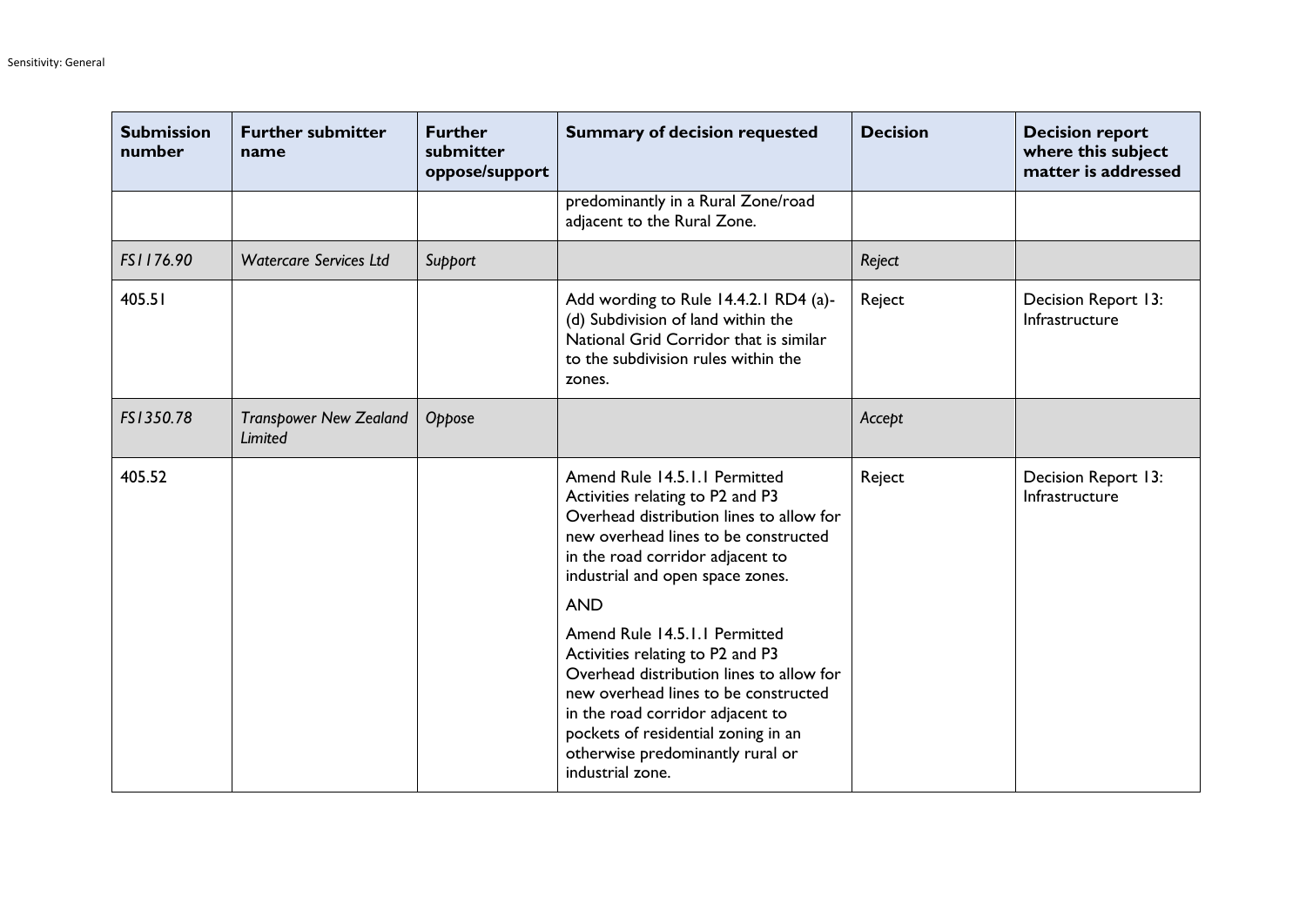| Submission number | Further submitter name | Further submitter oppose/support | Summary of decision requested | Decision | Decision report where this subject matter is addressed |
|---|---|---|---|---|---|
| | | | predominantly in a Rural Zone/road adjacent to the Rural Zone. | | |
| *FS1176.90* | *Watercare Services Ltd* | *Support* | | *Reject* | |
| 405.51 | | | Add wording to Rule 14.4.2.1 RD4 (a)-(d) Subdivision of land within the National Grid Corridor that is similar to the subdivision rules within the zones. | Reject | Decision Report 13: Infrastructure |
| *FS1350.78* | *Transpower New Zealand Limited* | *Oppose* | | *Accept* | |
| 405.52 | | | Amend Rule 14.5.1.1 Permitted Activities relating to P2 and P3 Overhead distribution lines to allow for new overhead lines to be constructed in the road corridor adjacent to industrial and open space zones. AND Amend Rule 14.5.1.1 Permitted Activities relating to P2 and P3 Overhead distribution lines to allow for new overhead lines to be constructed in the road corridor adjacent to pockets of residential zoning in an otherwise predominantly rural or industrial zone. | Reject | Decision Report 13: Infrastructure |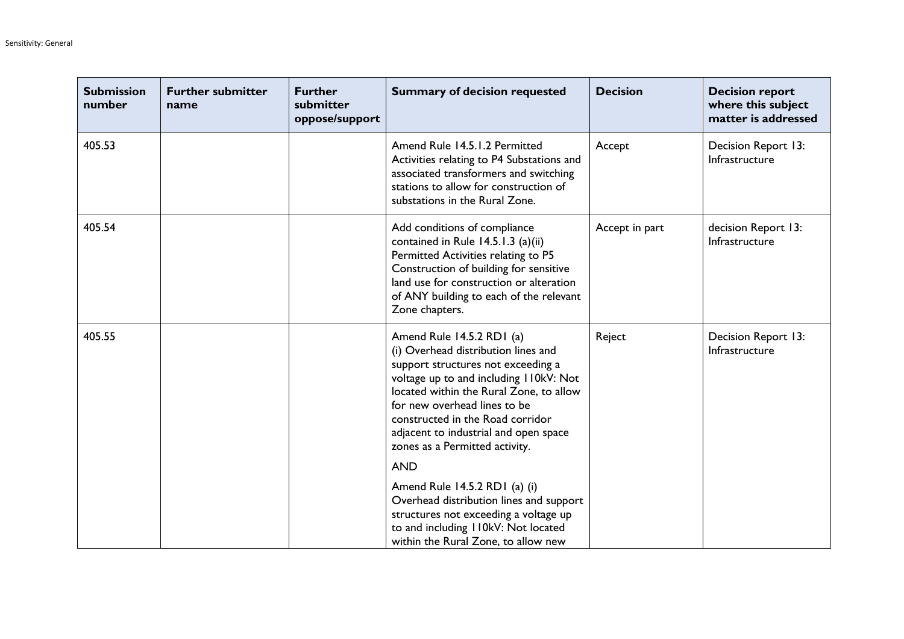| Submission number | Further submitter name | Further submitter oppose/support | Summary of decision requested | Decision | Decision report where this subject matter is addressed |
|---|---|---|---|---|---|
| 405.53 | | | Amend Rule 14.5.1.2 Permitted Activities relating to P4 Substations and associated transformers and switching stations to allow for construction of substations in the Rural Zone. | Accept | Decision Report 13: Infrastructure |
| 405.54 | | | Add conditions of compliance contained in Rule 14.5.1.3 (a)(ii) Permitted Activities relating to P5 Construction of building for sensitive land use for construction or alteration of ANY building to each of the relevant Zone chapters. | Accept in part | decision Report 13: Infrastructure |
| 405.55 | | | Amend Rule 14.5.2 RD1 (a) (i) Overhead distribution lines and support structures not exceeding a voltage up to and including 110kV: Not located within the Rural Zone, to allow for new overhead lines to be constructed in the Road corridor adjacent to industrial and open space zones as a Permitted activity.<br><br>AND<br><br>Amend Rule 14.5.2 RD1 (a) (i) Overhead distribution lines and support structures not exceeding a voltage up to and including 110kV: Not located within the Rural Zone, to allow new | Reject | Decision Report 13: Infrastructure |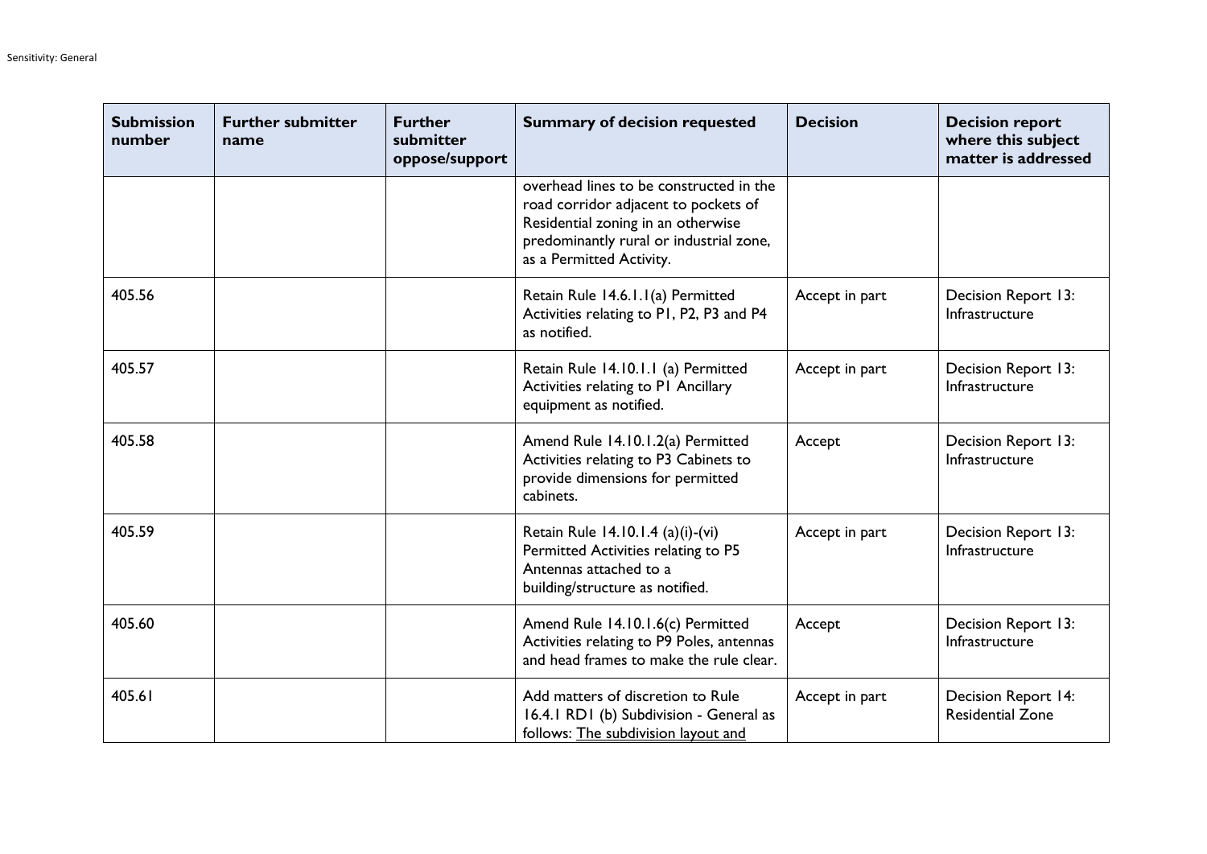| Submission number | Further submitter name | Further submitter oppose/support | Summary of decision requested | Decision | Decision report where this subject matter is addressed |
|---|---|---|---|---|---|
| | | | overhead lines to be constructed in the road corridor adjacent to pockets of Residential zoning in an otherwise predominantly rural or industrial zone, as a Permitted Activity. | | |
| 405.56 | | | Retain Rule 14.6.1.1(a) Permitted Activities relating to P1, P2, P3 and P4 as notified. | Accept in part | Decision Report 13: Infrastructure |
| 405.57 | | | Retain Rule 14.10.1.1 (a) Permitted Activities relating to P1 Ancillary equipment as notified. | Accept in part | Decision Report 13: Infrastructure |
| 405.58 | | | Amend Rule 14.10.1.2(a) Permitted Activities relating to P3 Cabinets to provide dimensions for permitted cabinets. | Accept | Decision Report 13: Infrastructure |
| 405.59 | | | Retain Rule 14.10.1.4 (a)(i)-(vi) Permitted Activities relating to P5 Antennas attached to a building/structure as notified. | Accept in part | Decision Report 13: Infrastructure |
| 405.60 | | | Amend Rule 14.10.1.6(c) Permitted Activities relating to P9 Poles, antennas and head frames to make the rule clear. | Accept | Decision Report 13: Infrastructure |
| 405.61 | | | Add matters of discretion to Rule 16.4.1 RD1 (b) Subdivision - General as follows: <u>The subdivision layout and</u> | Accept in part | Decision Report 14: Residential Zone |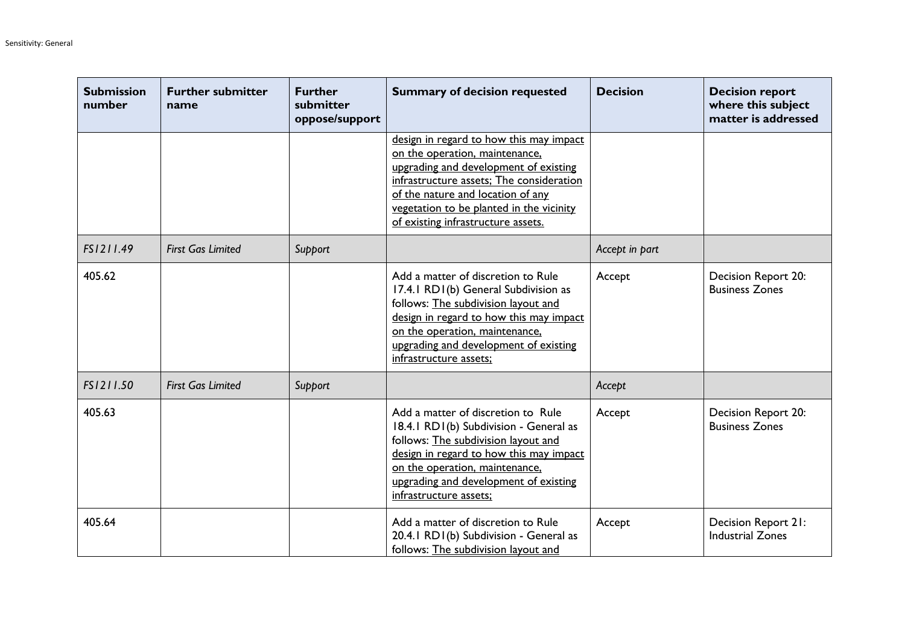| Submission number | Further submitter name | Further submitter oppose/support | Summary of decision requested | Decision | Decision report where this subject matter is addressed |
|---|---|---|---|---|---|
| | | | design in regard to how this may impact on the operation, maintenance, upgrading and development of existing infrastructure assets; The consideration of the nature and location of any vegetation to be planted in the vicinity of existing infrastructure assets. | | |
| *FS1211.49* | *First Gas Limited* | *Support* | | *Accept in part* | |
| 405.62 | | | Add a matter of discretion to Rule 17.4.1 RD1(b) General Subdivision as follows: The subdivision layout and design in regard to how this may impact on the operation, maintenance, upgrading and development of existing infrastructure assets; | Accept | Decision Report 20: Business Zones |
| *FS1211.50* | *First Gas Limited* | *Support* | | *Accept* | |
| 405.63 | | | Add a matter of discretion to Rule 18.4.1 RD1(b) Subdivision - General as follows: The subdivision layout and design in regard to how this may impact on the operation, maintenance, upgrading and development of existing infrastructure assets; | Accept | Decision Report 20: Business Zones |
| 405.64 | | | Add a matter of discretion to Rule 20.4.1 RD1(b) Subdivision - General as follows: The subdivision layout and | Accept | Decision Report 21: Industrial Zones |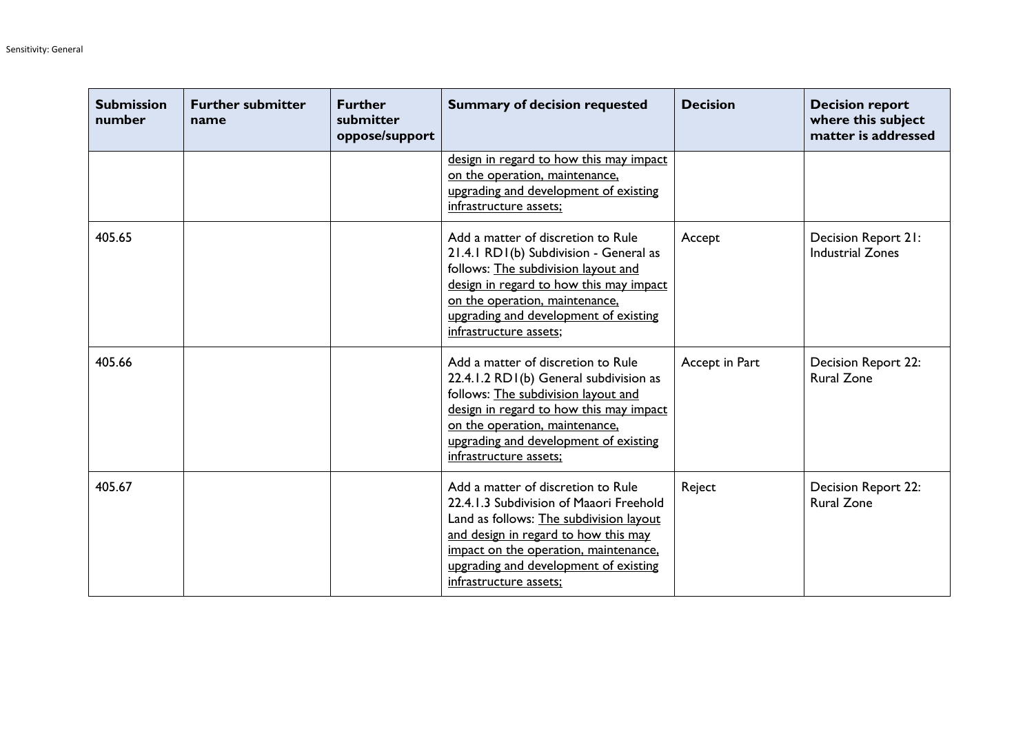| Submission number | Further submitter name | Further submitter oppose/support | Summary of decision requested | Decision | Decision report where this subject matter is addressed |
|---|---|---|---|---|---|
| | | | <u>design in regard to how this may impact on the operation, maintenance, upgrading and development of existing infrastructure assets;</u> | | |
| 405.65 | | | Add a matter of discretion to Rule 21.4.1 RD1(b) Subdivision - General as follows: <u>The subdivision layout and design in regard to how this may impact on the operation, maintenance, upgrading and development of existing infrastructure assets;</u> | Accept | Decision Report 21: Industrial Zones |
| 405.66 | | | Add a matter of discretion to Rule 22.4.1.2 RD1(b) General subdivision as follows: <u>The subdivision layout and design in regard to how this may impact on the operation, maintenance, upgrading and development of existing infrastructure assets;</u> | Accept in Part | Decision Report 22: Rural Zone |
| 405.67 | | | Add a matter of discretion to Rule 22.4.1.3 Subdivision of Maaori Freehold Land as follows: <u>The subdivision layout and design in regard to how this may impact on the operation, maintenance, upgrading and development of existing infrastructure assets;</u> | Reject | Decision Report 22: Rural Zone |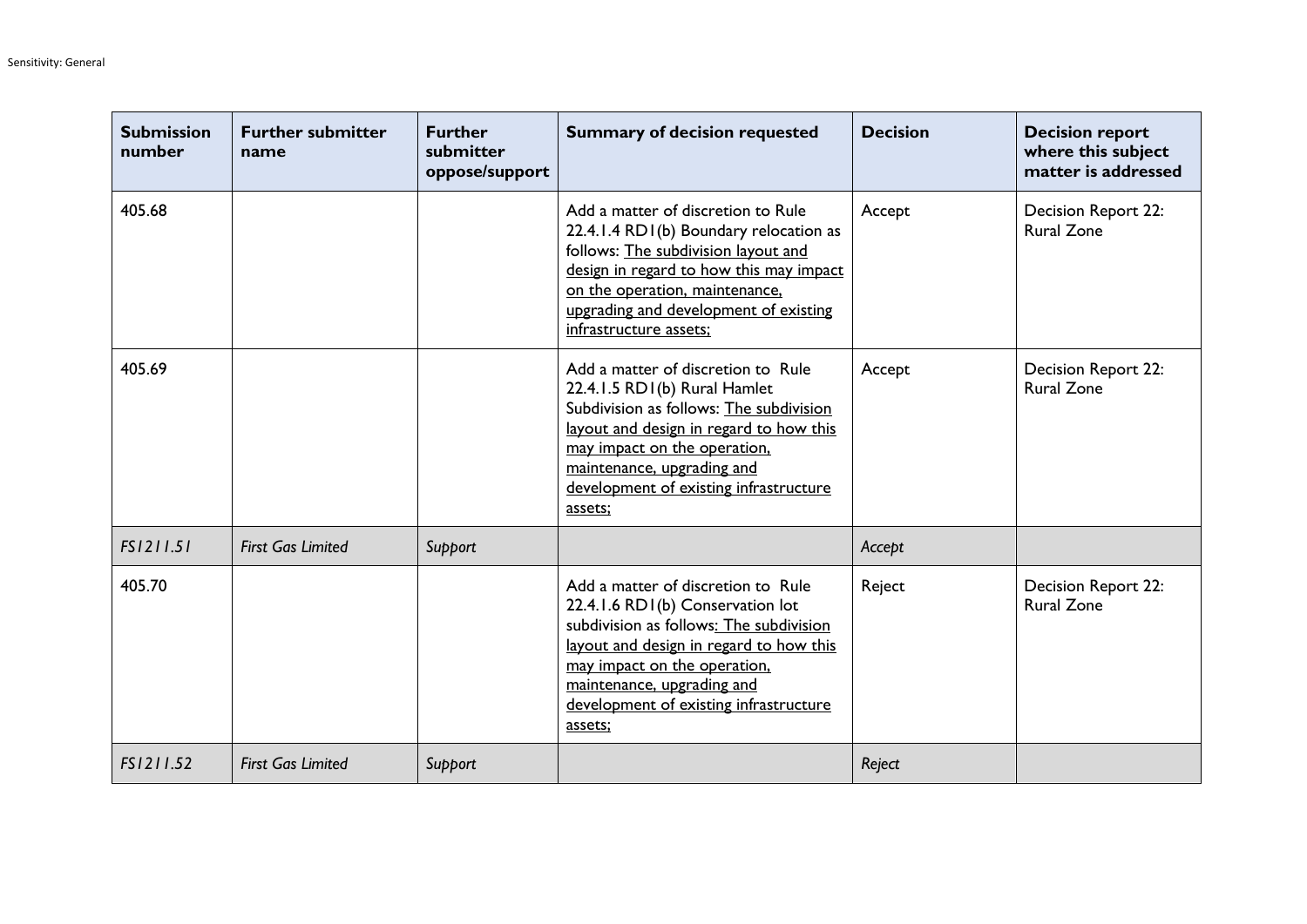| Submission number | Further submitter name | Further submitter oppose/support | Summary of decision requested | Decision | Decision report where this subject matter is addressed |
|---|---|---|---|---|---|
| 405.68 | | | Add a matter of discretion to Rule 22.4.1.4 RD1(b) Boundary relocation as follows: <u>The subdivision layout and design in regard to how this may impact on the operation, maintenance, upgrading and development of existing infrastructure assets;</u> | Accept | Decision Report 22: Rural Zone |
| 405.69 | | | Add a matter of discretion to Rule 22.4.1.5 RD1(b) Rural Hamlet Subdivision as follows: <u>The subdivision layout and design in regard to how this may impact on the operation, maintenance, upgrading and development of existing infrastructure assets;</u> | Accept | Decision Report 22: Rural Zone |
| *FS1211.51* | *First Gas Limited* | *Support* | | *Accept* | |
| 405.70 | | | Add a matter of discretion to Rule 22.4.1.6 RD1(b) Conservation lot subdivision as follows<u>: The subdivision layout and design in regard to how this may impact on the operation, maintenance, upgrading and development of existing infrastructure assets;</u> | Reject | Decision Report 22: Rural Zone |
| *FS1211.52* | *First Gas Limited* | *Support* | | *Reject* | |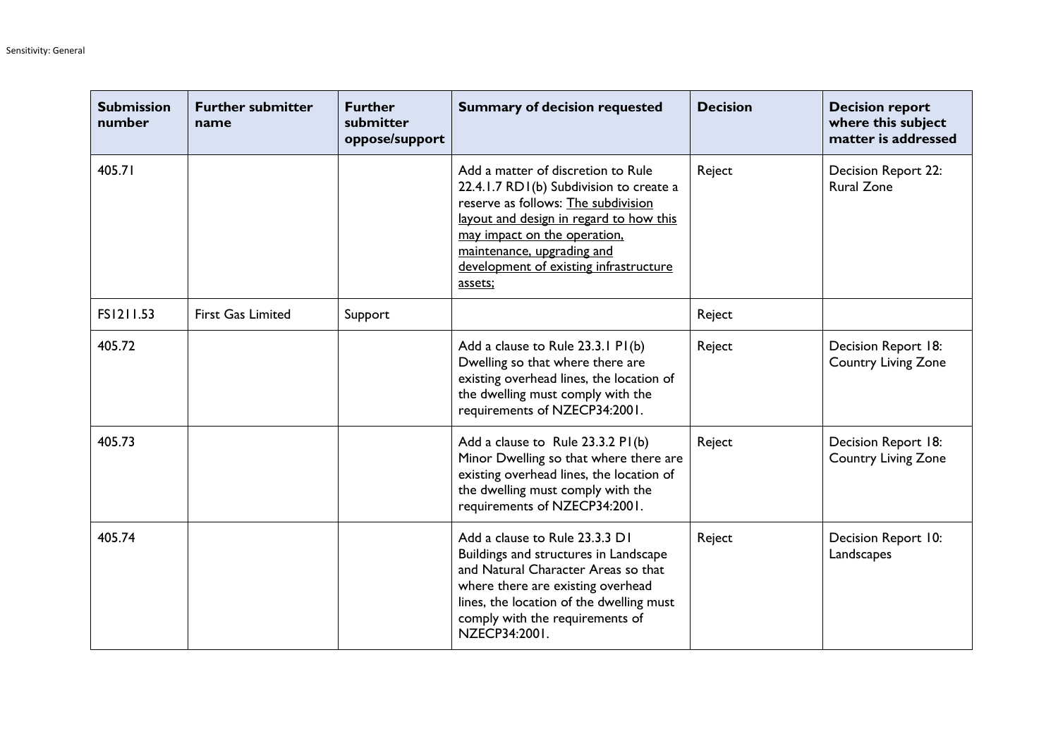| Submission number | Further submitter name | Further submitter oppose/support | Summary of decision requested | Decision | Decision report where this subject matter is addressed |
|---|---|---|---|---|---|
| 405.71 | | | Add a matter of discretion to Rule 22.4.1.7 RD1(b) Subdivision to create a reserve as follows: The subdivision layout and design in regard to how this may impact on the operation, maintenance, upgrading and development of existing infrastructure assets; | Reject | Decision Report 22: Rural Zone |
| FS1211.53 | First Gas Limited | Support | | Reject | |
| 405.72 | | | Add a clause to Rule 23.3.1 P1(b) Dwelling so that where there are existing overhead lines, the location of the dwelling must comply with the requirements of NZECP34:2001. | Reject | Decision Report 18: Country Living Zone |
| 405.73 | | | Add a clause to Rule 23.3.2 P1(b) Minor Dwelling so that where there are existing overhead lines, the location of the dwelling must comply with the requirements of NZECP34:2001. | Reject | Decision Report 18: Country Living Zone |
| 405.74 | | | Add a clause to Rule 23.3.3 D1 Buildings and structures in Landscape and Natural Character Areas so that where there are existing overhead lines, the location of the dwelling must comply with the requirements of NZECP34:2001. | Reject | Decision Report 10: Landscapes |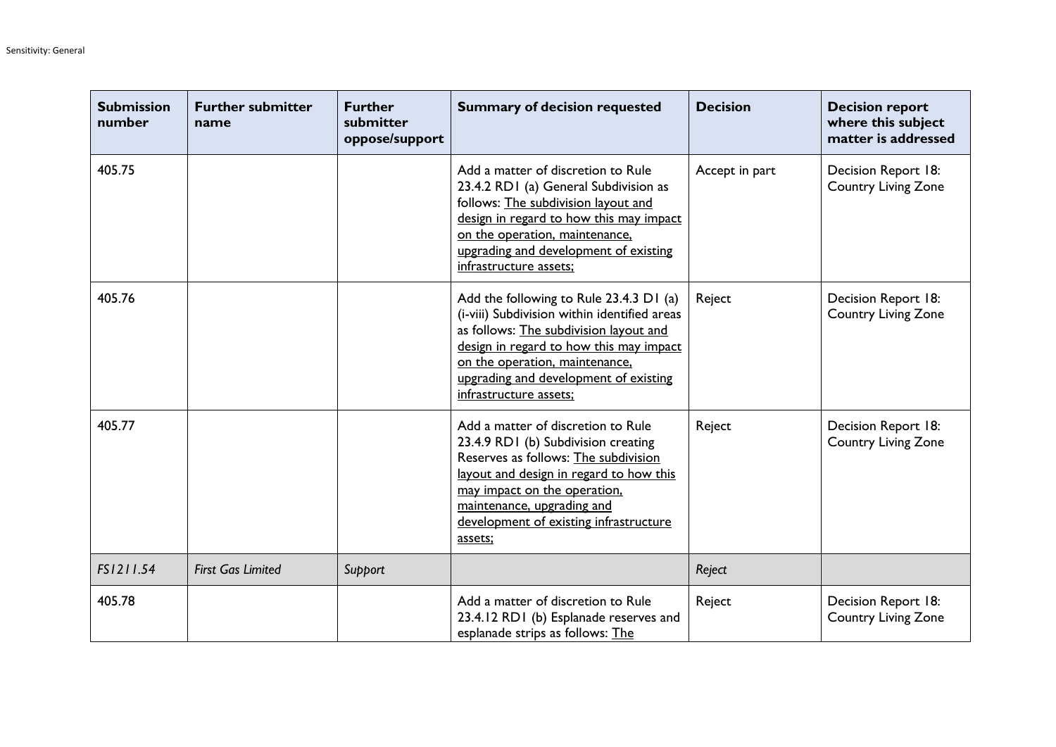| Submission number | Further submitter name | Further submitter oppose/support | Summary of decision requested | Decision | Decision report where this subject matter is addressed |
|---|---|---|---|---|---|
| 405.75 | | | Add a matter of discretion to Rule 23.4.2 RD1 (a) General Subdivision as follows: The subdivision layout and design in regard to how this may impact on the operation, maintenance, upgrading and development of existing infrastructure assets; | Accept in part | Decision Report 18: Country Living Zone |
| 405.76 | | | Add the following to Rule 23.4.3 D1 (a) (i-viii) Subdivision within identified areas as follows: The subdivision layout and design in regard to how this may impact on the operation, maintenance, upgrading and development of existing infrastructure assets; | Reject | Decision Report 18: Country Living Zone |
| 405.77 | | | Add a matter of discretion to Rule 23.4.9 RD1 (b) Subdivision creating Reserves as follows: The subdivision layout and design in regard to how this may impact on the operation, maintenance, upgrading and development of existing infrastructure assets; | Reject | Decision Report 18: Country Living Zone |
| *FS1211.54* | *First Gas Limited* | *Support* | | *Reject* | |
| 405.78 | | | Add a matter of discretion to Rule 23.4.12 RD1 (b) Esplanade reserves and esplanade strips as follows: The | Reject | Decision Report 18: Country Living Zone |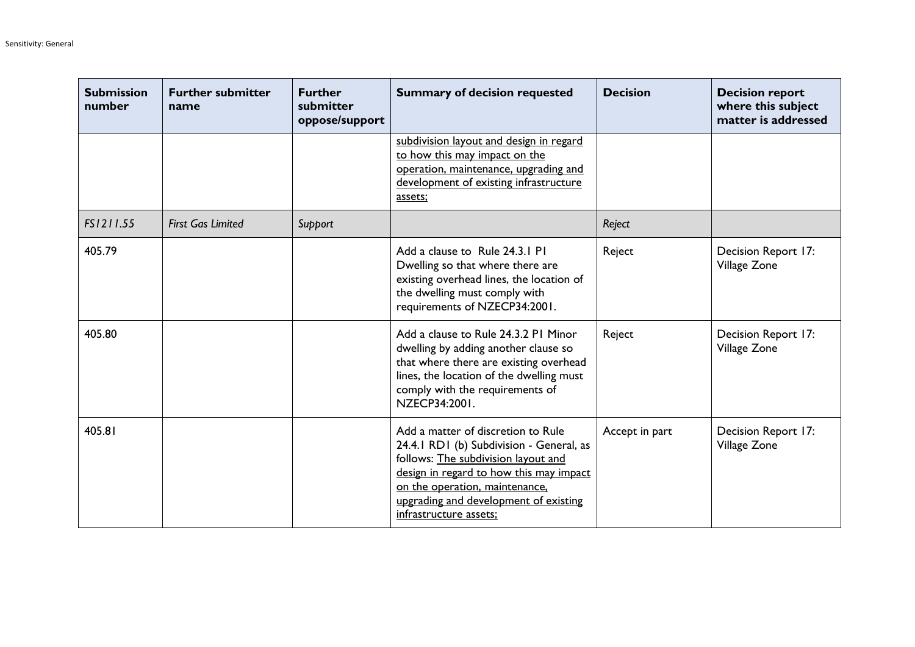| Submission number | Further submitter name | Further submitter oppose/support | Summary of decision requested | Decision | Decision report where this subject matter is addressed |
|---|---|---|---|---|---|
| | | | <u>subdivision layout and design in regard to how this may impact on the operation, maintenance, upgrading and development of existing infrastructure assets;</u> | | |
| *FS1211.55* | *First Gas Limited* | *Support* | | *Reject* | |
| 405.79 | | | Add a clause to Rule 24.3.1 P1 Dwelling so that where there are existing overhead lines, the location of the dwelling must comply with requirements of NZECP34:2001. | Reject | Decision Report 17: Village Zone |
| 405.80 | | | Add a clause to Rule 24.3.2 P1 Minor dwelling by adding another clause so that where there are existing overhead lines, the location of the dwelling must comply with the requirements of NZECP34:2001. | Reject | Decision Report 17: Village Zone |
| 405.81 | | | Add a matter of discretion to Rule 24.4.1 RD1 (b) Subdivision - General, as follows: <u>The subdivision layout and design in regard to how this may impact on the operation, maintenance, upgrading and development of existing infrastructure assets;</u> | Accept in part | Decision Report 17: Village Zone |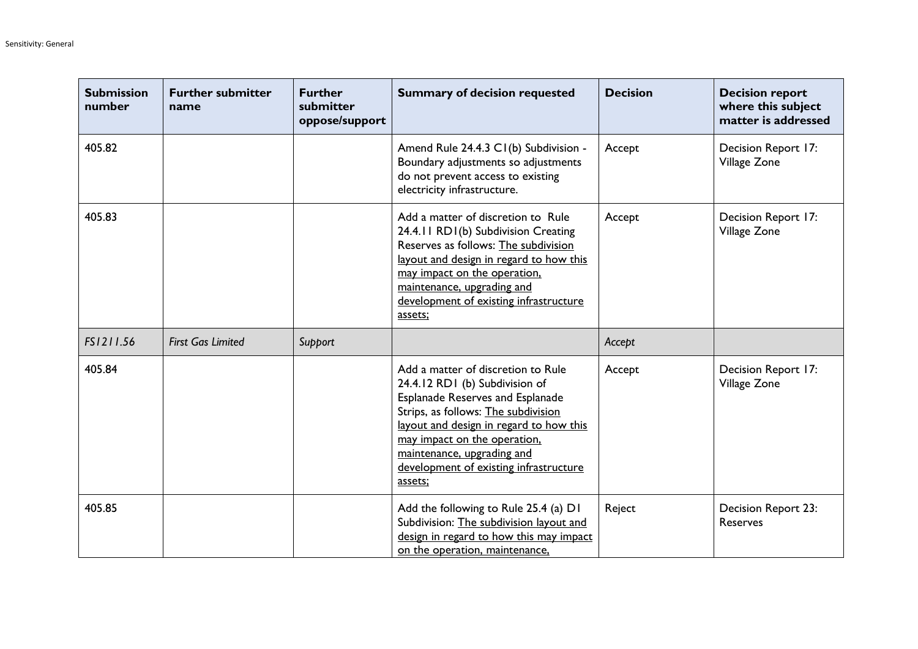| Submission number | Further submitter name | Further submitter oppose/support | Summary of decision requested | Decision | Decision report where this subject matter is addressed |
|---|---|---|---|---|---|
| 405.82 | | | Amend Rule 24.4.3 C1(b) Subdivision - Boundary adjustments so adjustments do not prevent access to existing electricity infrastructure. | Accept | Decision Report 17: Village Zone |
| 405.83 | | | Add a matter of discretion to Rule 24.4.11 RD1(b) Subdivision Creating Reserves as follows: <u>The subdivision layout and design in regard to how this may impact on the operation, maintenance, upgrading and development of existing infrastructure assets;</u> | Accept | Decision Report 17: Village Zone |
| *FS1211.56* | *First Gas Limited* | *Support* | | *Accept* | |
| 405.84 | | | Add a matter of discretion to Rule 24.4.12 RD1 (b) Subdivision of Esplanade Reserves and Esplanade Strips, as follows: <u>The subdivision layout and design in regard to how this may impact on the operation, maintenance, upgrading and development of existing infrastructure assets;</u> | Accept | Decision Report 17: Village Zone |
| 405.85 | | | Add the following to Rule 25.4 (a) D1 Subdivision: <u>The subdivision layout and design in regard to how this may impact on the operation, maintenance,</u> | Reject | Decision Report 23: Reserves |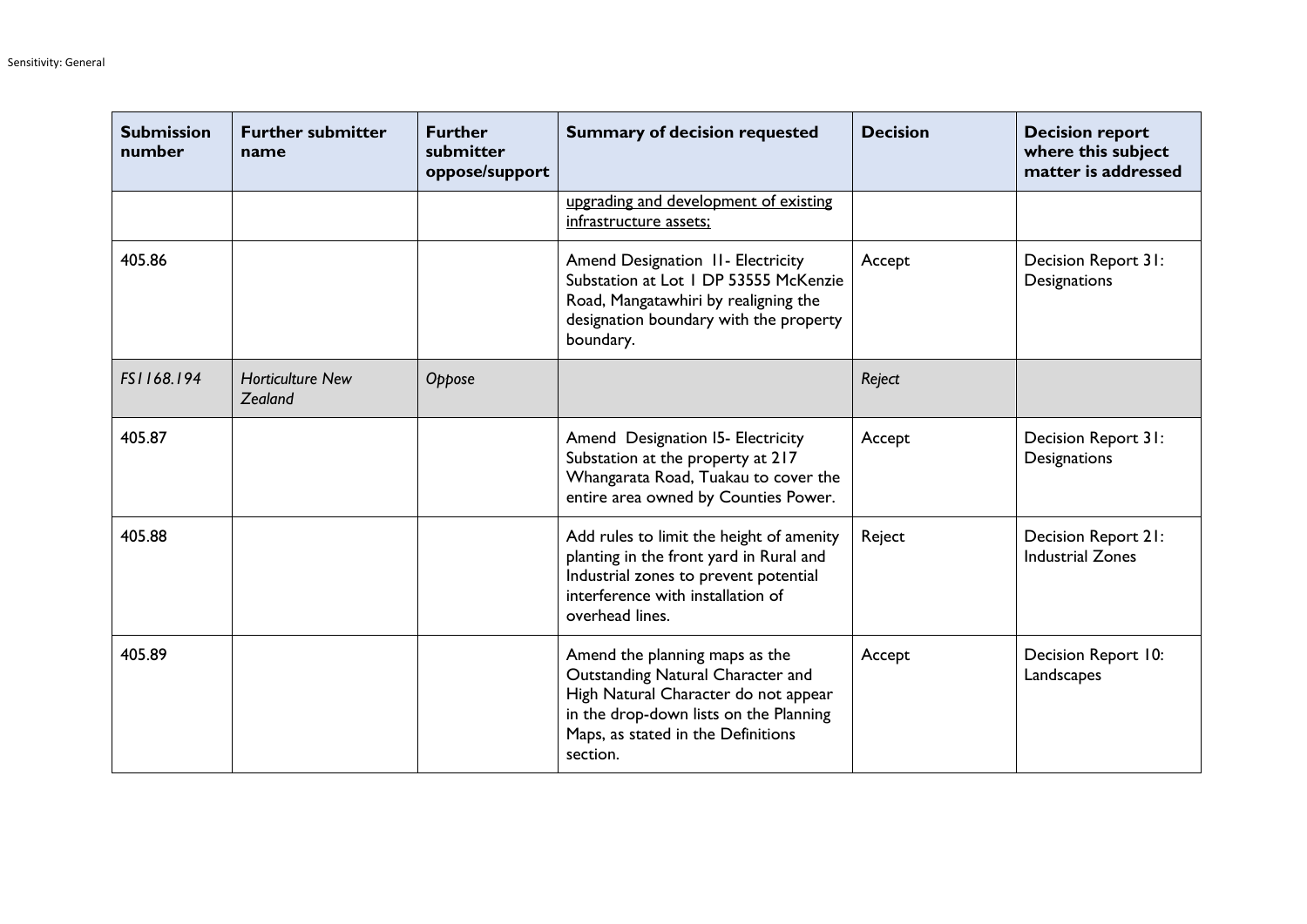| Submission number | Further submitter name | Further submitter oppose/support | Summary of decision requested | Decision | Decision report where this subject matter is addressed |
|---|---|---|---|---|---|
| | | | upgrading and development of existing infrastructure assets; | | |
| 405.86 | | | Amend Designation 11- Electricity Substation at Lot 1 DP 53555 McKenzie Road, Mangatawhiri by realigning the designation boundary with the property boundary. | Accept | Decision Report 31: Designations |
| *FS1168.194* | *Horticulture New Zealand* | *Oppose* | | *Reject* | |
| 405.87 | | | Amend Designation 15- Electricity Substation at the property at 217 Whangarata Road, Tuakau to cover the entire area owned by Counties Power. | Accept | Decision Report 31: Designations |
| 405.88 | | | Add rules to limit the height of amenity planting in the front yard in Rural and Industrial zones to prevent potential interference with installation of overhead lines. | Reject | Decision Report 21: Industrial Zones |
| 405.89 | | | Amend the planning maps as the Outstanding Natural Character and High Natural Character do not appear in the drop-down lists on the Planning Maps, as stated in the Definitions section. | Accept | Decision Report 10: Landscapes |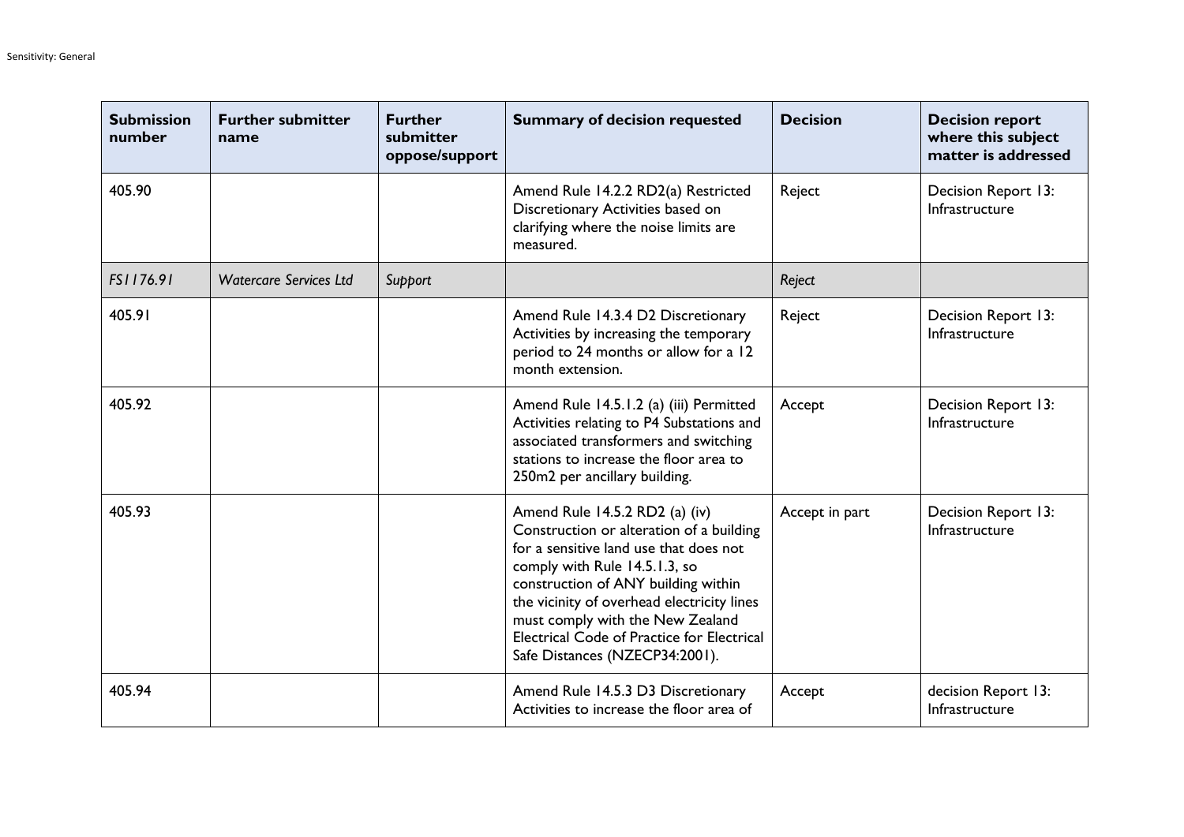| Submission number | Further submitter name | Further submitter oppose/support | Summary of decision requested | Decision | Decision report where this subject matter is addressed |
|---|---|---|---|---|---|
| 405.90 | | | Amend Rule 14.2.2 RD2(a) Restricted Discretionary Activities based on clarifying where the noise limits are measured. | Reject | Decision Report 13: Infrastructure |
| *FS1176.91* | *Watercare Services Ltd* | *Support* | | *Reject* | |
| 405.91 | | | Amend Rule 14.3.4 D2 Discretionary Activities by increasing the temporary period to 24 months or allow for a 12 month extension. | Reject | Decision Report 13: Infrastructure |
| 405.92 | | | Amend Rule 14.5.1.2 (a) (iii) Permitted Activities relating to P4 Substations and associated transformers and switching stations to increase the floor area to 250m2 per ancillary building. | Accept | Decision Report 13: Infrastructure |
| 405.93 | | | Amend Rule 14.5.2 RD2 (a) (iv) Construction or alteration of a building for a sensitive land use that does not comply with Rule 14.5.1.3, so construction of ANY building within the vicinity of overhead electricity lines must comply with the New Zealand Electrical Code of Practice for Electrical Safe Distances (NZECP34:2001). | Accept in part | Decision Report 13: Infrastructure |
| 405.94 | | | Amend Rule 14.5.3 D3 Discretionary Activities to increase the floor area of | Accept | decision Report 13: Infrastructure |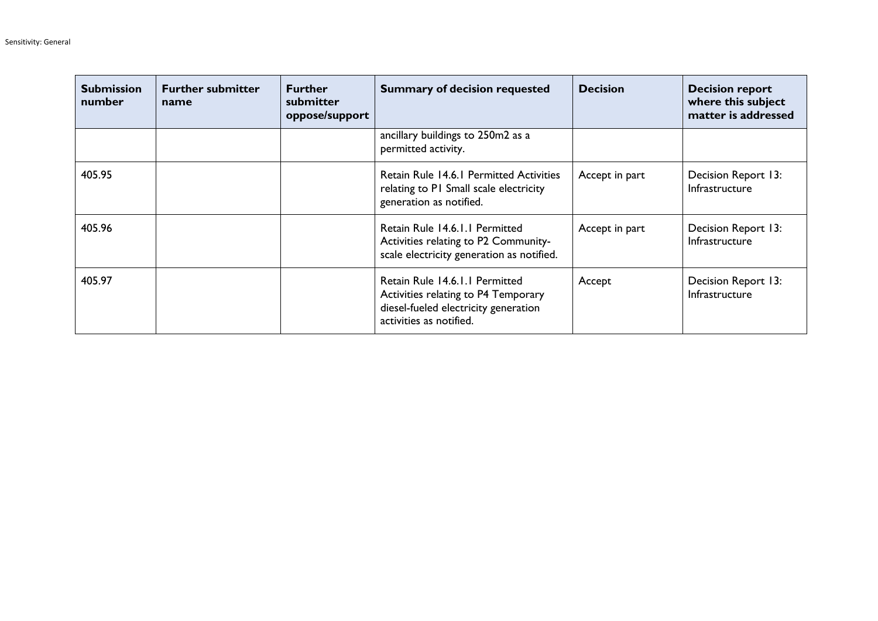| Submission number | Further submitter name | Further submitter oppose/support | Summary of decision requested | Decision | Decision report where this subject matter is addressed |
|---|---|---|---|---|---|
| | | | ancillary buildings to 250m2 as a permitted activity. | | |
| 405.95 | | | Retain Rule 14.6.1 Permitted Activities relating to P1 Small scale electricity generation as notified. | Accept in part | Decision Report 13: Infrastructure |
| 405.96 | | | Retain Rule 14.6.1.1 Permitted Activities relating to P2 Community-scale electricity generation as notified. | Accept in part | Decision Report 13: Infrastructure |
| 405.97 | | | Retain Rule 14.6.1.1 Permitted Activities relating to P4 Temporary diesel-fueled electricity generation activities as notified. | Accept | Decision Report 13: Infrastructure |